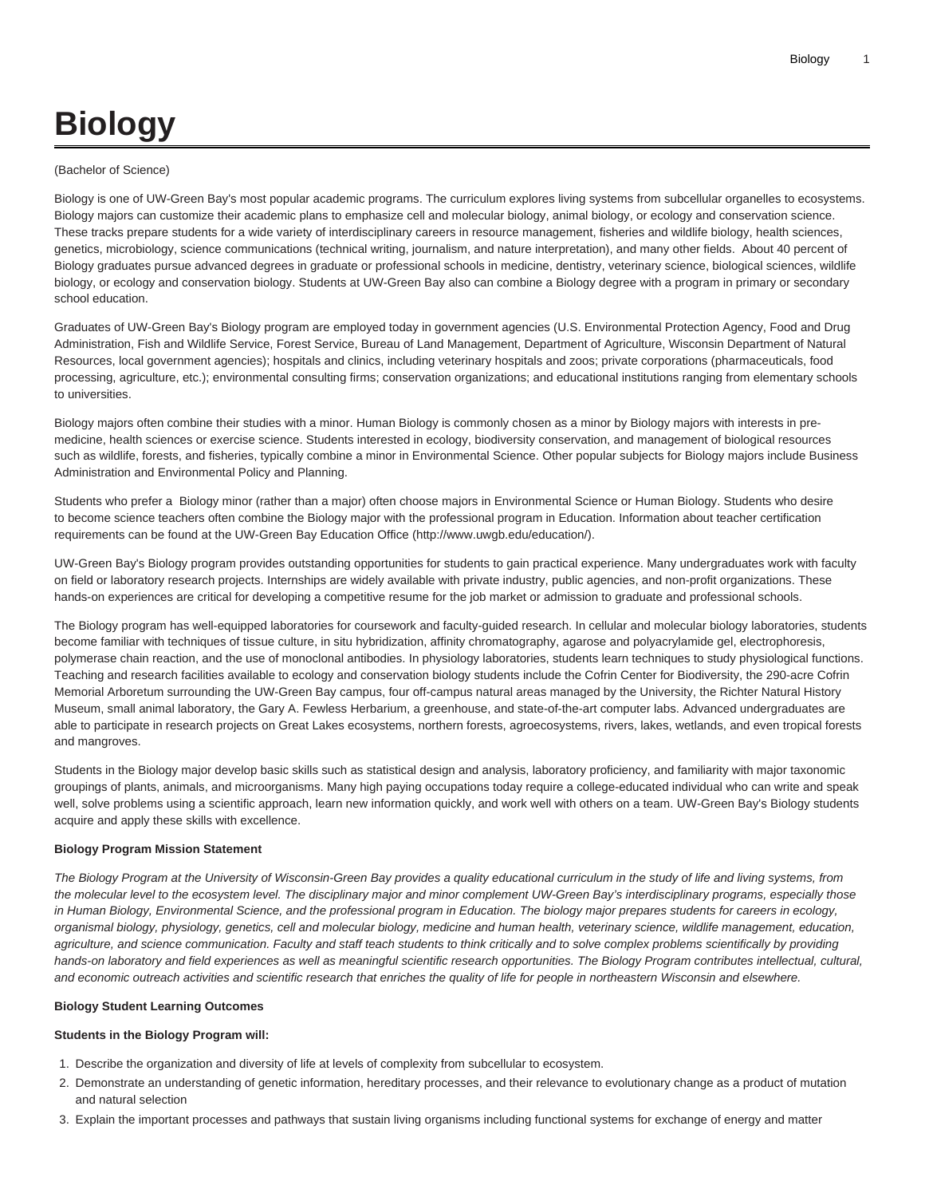# Biology

(Bachelor of Science)

Biology is one of UW-Green Bay's most popular academic programs. The curriculum explores living systems from subcellular organelles to ecosystems. Biology majors can customize their academic plans to emphasize cell and molecular biology, animal biology, or ecology and conservation science. These tracks prepare students for a wide variety of interdisciplinary careers in resource management, fisheries and wildlife biology, health sciences, genetics, microbiology, science communications (technical writing, journalism, and nature interpretation), and many other fields. About 40 percent of Biology graduates pursue advanced degrees in graduate or professional schools in medicine, dentistry, veterinary science, biological sciences, wildlife biology, or ecology and conservation biology. Students at UW-Green Bay also can combine a Biology degree with a program in primary or secondary school education.

Graduates of UW-Green Bay's Biology program are employed today in government agencies (U.S. Environmental Protection Agency, Food and Drug Administration, Fish and Wildlife Service, Forest Service, Bureau of Land Management, Department of Agriculture, Wisconsin Department of Natural Resources, local government agencies); hospitals and clinics, including veterinary hospitals and zoos; private corporations (pharmaceuticals, food processing, agriculture, etc.); environmental consulting firms; conservation organizations; and educational institutions ranging from elementary schools to universities.

Biology majors often combine their studies with a minor. Human Biology is commonly chosen as a minor by Biology majors with interests in pre-medicine, health sciences or exercise science. Students interested in ecology, biodiversity conservation, and management of biological resources such as wildlife, forests, and fisheries, typically combine a minor in Environmental Science. Other popular subjects for Biology majors include Business Administration and Environmental Policy and Planning.

Students who prefer a Biology minor (rather than a major) often choose majors in Environmental Science or Human Biology. Students who desire to become science teachers often combine the Biology major with the professional program in Education. Information about teacher certification requirements can be found at the UW-Green Bay Education Office (http://www.uwgb.edu/education/).

UW-Green Bay's Biology program provides outstanding opportunities for students to gain practical experience. Many undergraduates work with faculty on field or laboratory research projects. Internships are widely available with private industry, public agencies, and non-profit organizations. These hands-on experiences are critical for developing a competitive resume for the job market or admission to graduate and professional schools.

The Biology program has well-equipped laboratories for coursework and faculty-guided research. In cellular and molecular biology laboratories, students become familiar with techniques of tissue culture, in situ hybridization, affinity chromatography, agarose and polyacrylamide gel, electrophoresis, polymerase chain reaction, and the use of monoclonal antibodies. In physiology laboratories, students learn techniques to study physiological functions. Teaching and research facilities available to ecology and conservation biology students include the Cofrin Center for Biodiversity, the 290-acre Cofrin Memorial Arboretum surrounding the UW-Green Bay campus, four off-campus natural areas managed by the University, the Richter Natural History Museum, small animal laboratory, the Gary A. Fewless Herbarium, a greenhouse, and state-of-the-art computer labs. Advanced undergraduates are able to participate in research projects on Great Lakes ecosystems, northern forests, agroecosystems, rivers, lakes, wetlands, and even tropical forests and mangroves.

Students in the Biology major develop basic skills such as statistical design and analysis, laboratory proficiency, and familiarity with major taxonomic groupings of plants, animals, and microorganisms. Many high paying occupations today require a college-educated individual who can write and speak well, solve problems using a scientific approach, learn new information quickly, and work well with others on a team. UW-Green Bay's Biology students acquire and apply these skills with excellence.

**Biology Program Mission Statement**

*The Biology Program at the University of Wisconsin-Green Bay provides a quality educational curriculum in the study of life and living systems, from the molecular level to the ecosystem level. The disciplinary major and minor complement UW-Green Bay's interdisciplinary programs, especially those in Human Biology, Environmental Science, and the professional program in Education. The biology major prepares students for careers in ecology, organismal biology, physiology, genetics, cell and molecular biology, medicine and human health, veterinary science, wildlife management, education, agriculture, and science communication. Faculty and staff teach students to think critically and to solve complex problems scientifically by providing hands-on laboratory and field experiences as well as meaningful scientific research opportunities. The Biology Program contributes intellectual, cultural, and economic outreach activities and scientific research that enriches the quality of life for people in northeastern Wisconsin and elsewhere.*

**Biology Student Learning Outcomes**

**Students in the Biology Program will:**

1. Describe the organization and diversity of life at levels of complexity from subcellular to ecosystem.
2. Demonstrate an understanding of genetic information, hereditary processes, and their relevance to evolutionary change as a product of mutation and natural selection
3. Explain the important processes and pathways that sustain living organisms including functional systems for exchange of energy and matter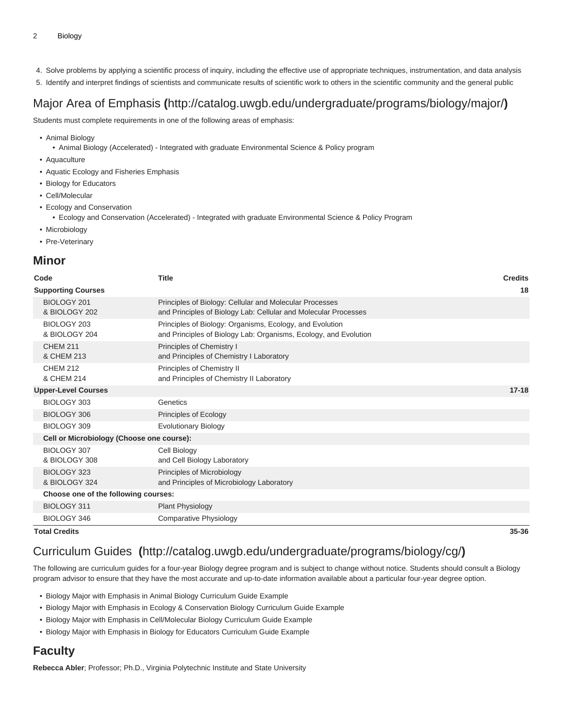4. Solve problems by applying a scientific process of inquiry, including the effective use of appropriate techniques, instrumentation, and data analysis
5. Identify and interpret findings of scientists and communicate results of scientific work to others in the scientific community and the general public

## Major Area of Emphasis (http://catalog.uwgb.edu/undergraduate/programs/biology/major/)

Students must complete requirements in one of the following areas of emphasis:

- Animal Biology
  - Animal Biology (Accelerated) - Integrated with graduate Environmental Science & Policy program
- Aquaculture
- Aquatic Ecology and Fisheries Emphasis
- Biology for Educators
- Cell/Molecular
- Ecology and Conservation
  - Ecology and Conservation (Accelerated) - Integrated with graduate Environmental Science & Policy Program
- Microbiology
- Pre-Veterinary

## Minor

| Code | Title | Credits |
|---|---|---|
| **Supporting Courses** | | **18** |
| BIOLOGY 201 & BIOLOGY 202 | Principles of Biology: Cellular and Molecular Processes and Principles of Biology Lab: Cellular and Molecular Processes | |
| BIOLOGY 203 & BIOLOGY 204 | Principles of Biology: Organisms, Ecology, and Evolution and Principles of Biology Lab: Organisms, Ecology, and Evolution | |
| CHEM 211 & CHEM 213 | Principles of Chemistry I and Principles of Chemistry I Laboratory | |
| CHEM 212 & CHEM 214 | Principles of Chemistry II and Principles of Chemistry II Laboratory | |
| **Upper-Level Courses** | | **17-18** |
| BIOLOGY 303 | Genetics | |
| BIOLOGY 306 | Principles of Ecology | |
| BIOLOGY 309 | Evolutionary Biology | |
| **Cell or Microbiology (Choose one course):** | | |
| BIOLOGY 307 & BIOLOGY 308 | Cell Biology and Cell Biology Laboratory | |
| BIOLOGY 323 & BIOLOGY 324 | Principles of Microbiology and Principles of Microbiology Laboratory | |
| **Choose one of the following courses:** | | |
| BIOLOGY 311 | Plant Physiology | |
| BIOLOGY 346 | Comparative Physiology | |
| **Total Credits** | | **35-36** |

## Curriculum Guides (http://catalog.uwgb.edu/undergraduate/programs/biology/cg/)

The following are curriculum guides for a four-year Biology degree program and is subject to change without notice. Students should consult a Biology program advisor to ensure that they have the most accurate and up-to-date information available about a particular four-year degree option.

- Biology Major with Emphasis in Animal Biology Curriculum Guide Example
- Biology Major with Emphasis in Ecology & Conservation Biology Curriculum Guide Example
- Biology Major with Emphasis in Cell/Molecular Biology Curriculum Guide Example
- Biology Major with Emphasis in Biology for Educators Curriculum Guide Example

## Faculty

**Rebecca Abler**; Professor; Ph.D., Virginia Polytechnic Institute and State University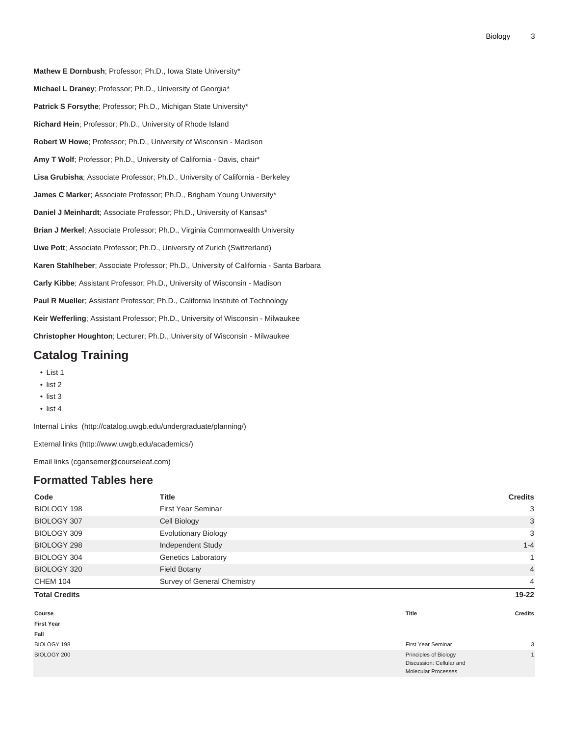**Mathew E Dornbush**; Professor; Ph.D., Iowa State University*

**Michael L Draney**; Professor; Ph.D., University of Georgia*

**Patrick S Forsythe**; Professor; Ph.D., Michigan State University*

**Richard Hein**; Professor; Ph.D., University of Rhode Island

**Robert W Howe**; Professor; Ph.D., University of Wisconsin - Madison

**Amy T Wolf**; Professor; Ph.D., University of California - Davis, chair*

**Lisa Grubisha**; Associate Professor; Ph.D., University of California - Berkeley

**James C Marker**; Associate Professor; Ph.D., Brigham Young University*

**Daniel J Meinhardt**; Associate Professor; Ph.D., University of Kansas*

**Brian J Merkel**; Associate Professor; Ph.D., Virginia Commonwealth University

**Uwe Pott**; Associate Professor; Ph.D., University of Zurich (Switzerland)

**Karen Stahlheber**; Associate Professor; Ph.D., University of California - Santa Barbara

**Carly Kibbe**; Assistant Professor; Ph.D., University of Wisconsin - Madison

**Paul R Mueller**; Assistant Professor; Ph.D., California Institute of Technology

**Keir Wefferling**; Assistant Professor; Ph.D., University of Wisconsin - Milwaukee

**Christopher Houghton**; Lecturer; Ph.D., University of Wisconsin - Milwaukee

## Catalog Training

- List 1
- list 2
- list 3
- list 4

Internal Links (http://catalog.uwgb.edu/undergraduate/planning/)

External links (http://www.uwgb.edu/academics/)

Email links (cgansemer@courseleaf.com)

## Formatted Tables here

| Code | Title | Credits |
|---|---|---|
| BIOLOGY 198 | First Year Seminar | 3 |
| BIOLOGY 307 | Cell Biology | 3 |
| BIOLOGY 309 | Evolutionary Biology | 3 |
| BIOLOGY 298 | Independent Study | 1-4 |
| BIOLOGY 304 | Genetics Laboratory | 1 |
| BIOLOGY 320 | Field Botany | 4 |
| CHEM 104 | Survey of General Chemistry | 4 |
| **Total Credits** | | **19-22** |

| Course | Title | Credits |
|---|---|---|
| **First Year** | | |
| **Fall** | | |
| BIOLOGY 198 | First Year Seminar | 3 |
| BIOLOGY 200 | Principles of Biology Discussion: Cellular and Molecular Processes | 1 |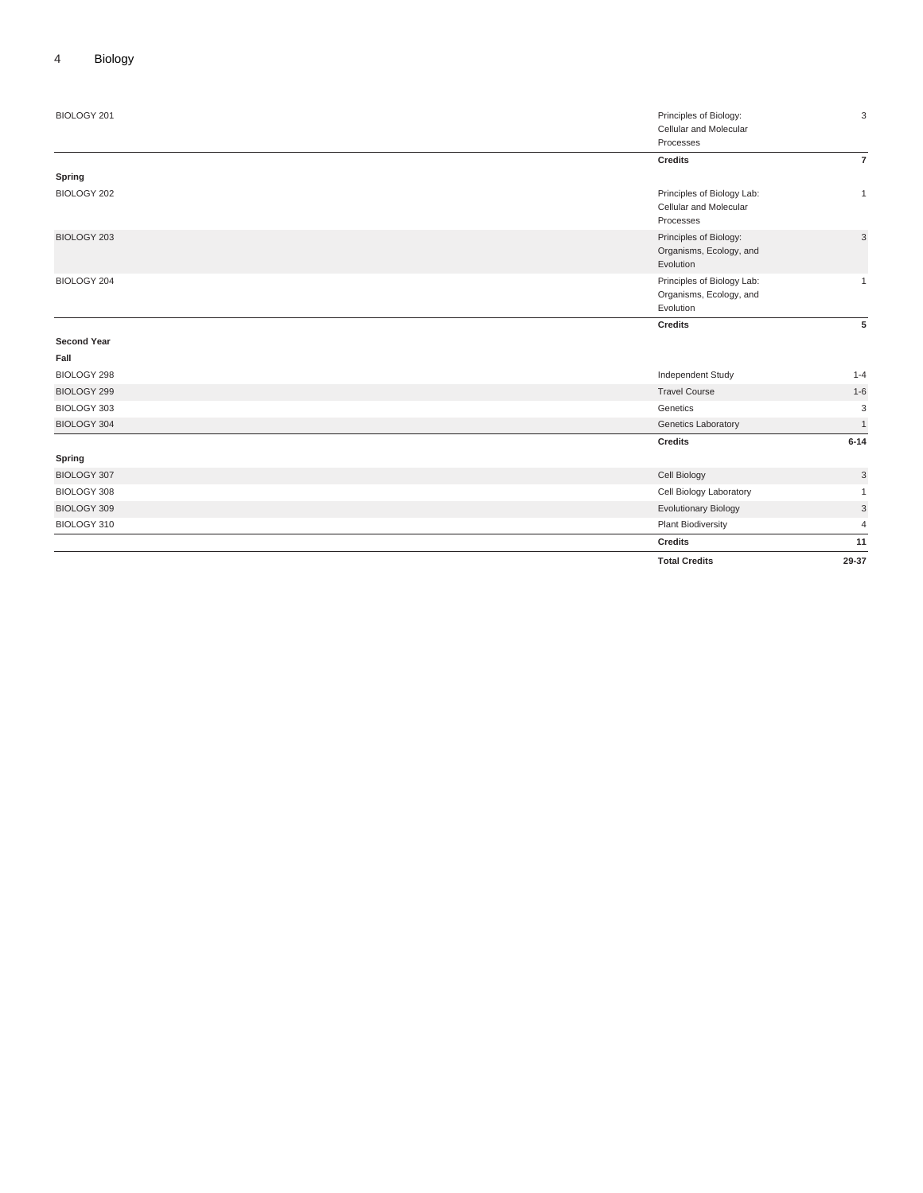| | | |
|---|---|---|
| BIOLOGY 201 | Principles of Biology: Cellular and Molecular Processes | 3 |
| | **Credits** | **7** |
| **Spring** | | |
| BIOLOGY 202 | Principles of Biology Lab: Cellular and Molecular Processes | 1 |
| BIOLOGY 203 | Principles of Biology: Organisms, Ecology, and Evolution | 3 |
| BIOLOGY 204 | Principles of Biology Lab: Organisms, Ecology, and Evolution | 1 |
| | **Credits** | **5** |
| **Second Year** | | |
| **Fall** | | |
| BIOLOGY 298 | Independent Study | 1-4 |
| BIOLOGY 299 | Travel Course | 1-6 |
| BIOLOGY 303 | Genetics | 3 |
| BIOLOGY 304 | Genetics Laboratory | 1 |
| | **Credits** | **6-14** |
| **Spring** | | |
| BIOLOGY 307 | Cell Biology | 3 |
| BIOLOGY 308 | Cell Biology Laboratory | 1 |
| BIOLOGY 309 | Evolutionary Biology | 3 |
| BIOLOGY 310 | Plant Biodiversity | 4 |
| | **Credits** | **11** |
| | **Total Credits** | **29-37** |